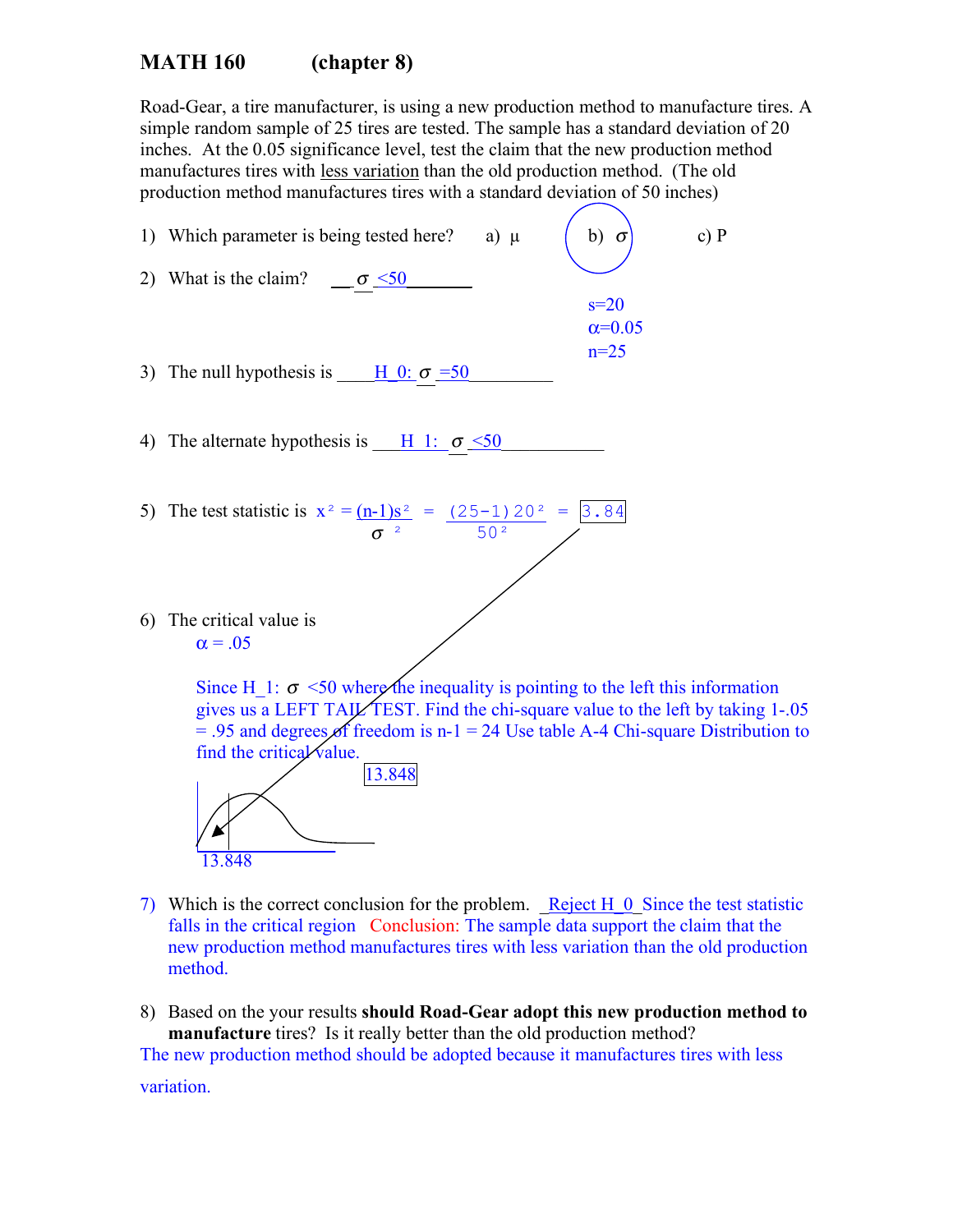# MATH 160 (chapter 8)

Road-Gear, a tire manufacturer, is using a new production method to manufacture tires. A simple random sample of 25 tires are tested. The sample has a standard deviation of 20 inches. At the 0.05 significance level, test the claim that the new production method manufactures tires with less variation than the old production method. (The old production method manufactures tires with a standard deviation of 50 inches)

1) Which parameter is being tested here? a) $\mu$ b) $\sigma$ c) P

2) What is the claim? $\sigma < 50$

$s=20$
$\alpha=0.05$
$n=25$

3) The null hypothesis is $H_0$: $\sigma = 50$

4) The alternate hypothesis is $H_1$: $\sigma < 50$

5) The test statistic is $x^2 = \dfrac{(n-1)s^2}{\sigma^2} = \dfrac{(25-1)20^2}{50^2} = 3.84$

6) The critical value is
$\alpha = .05$

Since $H_1$: $\sigma < 50$ where the inequality is pointing to the left this information gives us a LEFT TAIL TEST. Find the chi-square value to the left by taking 1-.05 = .95 and degrees of freedom is n-1 = 24 Use table A-4 Chi-square Distribution to find the critical value.

13.848

13.848

7) Which is the correct conclusion for the problem. Reject $H_0$ Since the test statistic falls in the critical region Conclusion: The sample data support the claim that the new production method manufactures tires with less variation than the old production method.

8) Based on the your results **should Road-Gear adopt this new production method to manufacture** tires? Is it really better than the old production method?

The new production method should be adopted because it manufactures tires with less variation.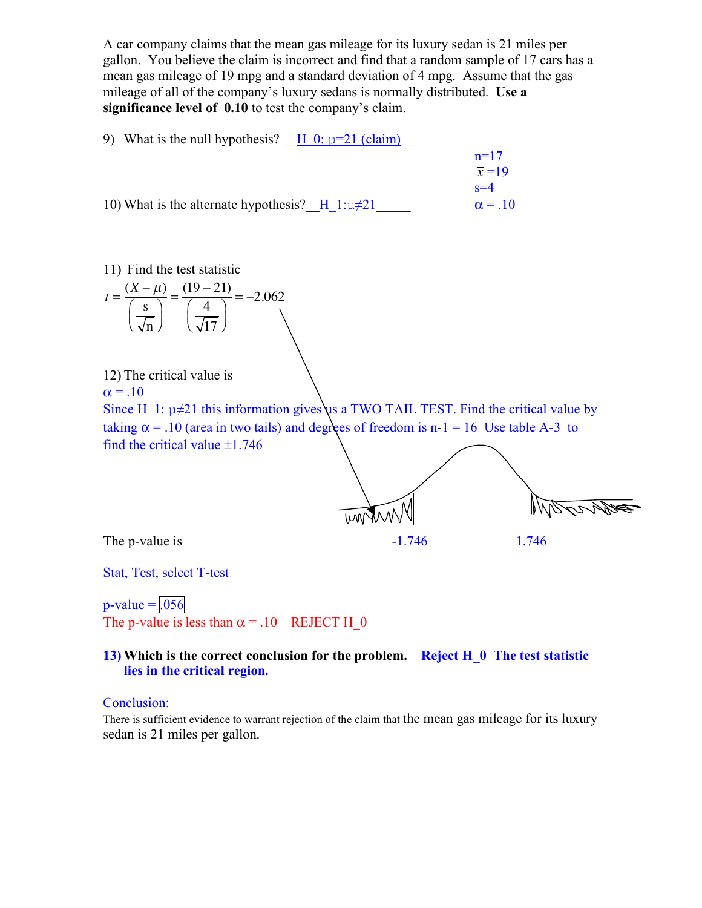A car company claims that the mean gas mileage for its luxury sedan is 21 miles per gallon. You believe the claim is incorrect and find that a random sample of 17 cars has a mean gas mileage of 19 mpg and a standard deviation of 4 mpg. Assume that the gas mileage of all of the company's luxury sedans is normally distributed. **Use a significance level of 0.10** to test the company's claim.

9) What is the null hypothesis? __H_0: μ=21 (claim)__

$n=17$
$\bar{x}=19$
$s=4$
$\alpha=.10$

10) What is the alternate hypothesis?__H_1:μ≠21_____

11) Find the test statistic

$$t=\frac{(\bar{X}-\mu)}{\left(\frac{s}{\sqrt{n}}\right)}=\frac{(19-21)}{\left(\frac{4}{\sqrt{17}}\right)}=-2.062$$

12) The critical value is

$\alpha=.10$

Since H_1: μ≠21 this information gives us a TWO TAIL TEST. Find the critical value by taking $\alpha=.10$ (area in two tails) and degrees of freedom is n-1 = 16 Use table A-3 to find the critical value ±1.746

-1.746

1.746

The p-value is

Stat, Test, select T-test

p-value = .056

The p-value is less than $\alpha=.10$ REJECT H_0

**13) Which is the correct conclusion for the problem. Reject H_0 The test statistic lies in the critical region.**

Conclusion:

There is sufficient evidence to warrant rejection of the claim that the mean gas mileage for its luxury sedan is 21 miles per gallon.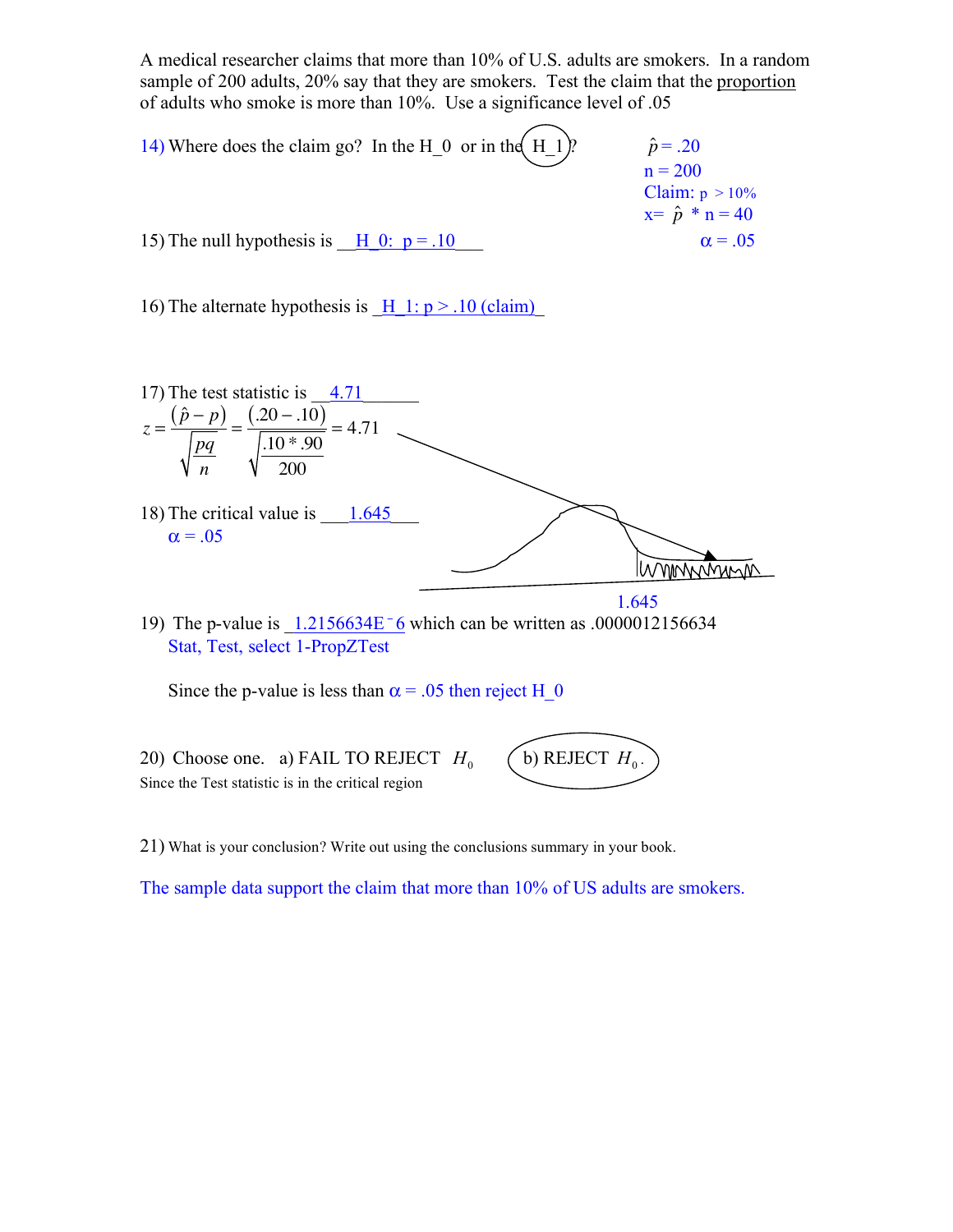A medical researcher claims that more than 10% of U.S. adults are smokers. In a random sample of 200 adults, 20% say that they are smokers. Test the claim that the proportion of adults who smoke is more than 10%. Use a significance level of .05

14) Where does the claim go? In the H_0 or in the H_1?

$\hat{p} = .20$
n = 200
Claim: p > 10%
x= $\hat{p}$ * n = 40
$\alpha = .05$

15) The null hypothesis is __H_0: p = .10___

16) The alternate hypothesis is _H_1: p > .10 (claim)_

17) The test statistic is __4.71______

$$z = \frac{(\hat{p} - p)}{\sqrt{\frac{pq}{n}}} = \frac{(.20 - .10)}{\sqrt{\frac{.10 * .90}{200}}} = 4.71$$

18) The critical value is ___1.645___
$\alpha = .05$

1.645

19) The p-value is _1.2156634E⁻6 which can be written as .0000012156634
Stat, Test, select 1-PropZTest

Since the p-value is less than $\alpha = .05$ then reject H_0

20) Choose one. a) FAIL TO REJECT $H_0$ b) REJECT $H_0$.
Since the Test statistic is in the critical region

21) What is your conclusion? Write out using the conclusions summary in your book.

The sample data support the claim that more than 10% of US adults are smokers.